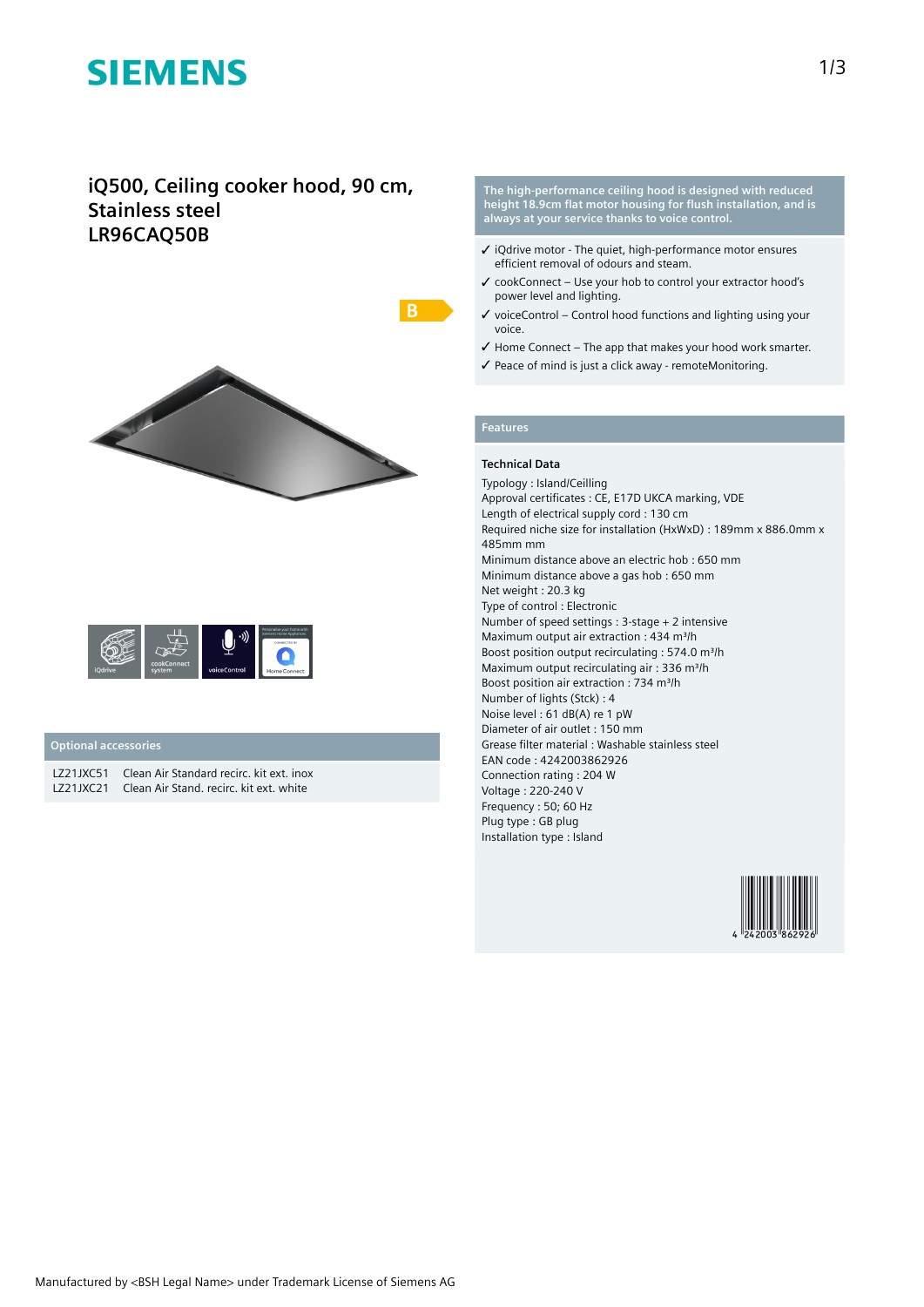# SIEMENS

## iQ500, Ceiling cooker hood, 90 cm, Stainless steel
## LR96CAQ50B

B

iQdrive | cookConnect system | voiceControl | Home Connect

### Optional accessories

| | |
|---|---|
| LZ21JXC51 | Clean Air Standard recirc. kit ext. inox |
| LZ21JXC21 | Clean Air Stand. recirc. kit ext. white |

**The high-performance ceiling hood is designed with reduced height 18.9cm flat motor housing for flush installation, and is always at your service thanks to voice control.**

- ✓ iQdrive motor - The quiet, high-performance motor ensures efficient removal of odours and steam.
- ✓ cookConnect – Use your hob to control your extractor hood's power level and lighting.
- ✓ voiceControl – Control hood functions and lighting using your voice.
- ✓ Home Connect – The app that makes your hood work smarter.
- ✓ Peace of mind is just a click away - remoteMonitoring.

### Features

**Technical Data**

Typology : Island/Ceilling
Approval certificates : CE, E17D UKCA marking, VDE
Length of electrical supply cord : 130 cm
Required niche size for installation (HxWxD) : 189mm x 886.0mm x 485mm mm
Minimum distance above an electric hob : 650 mm
Minimum distance above a gas hob : 650 mm
Net weight : 20.3 kg
Type of control : Electronic
Number of speed settings : 3-stage + 2 intensive
Maximum output air extraction : 434 m³/h
Boost position output recirculating : 574.0 m³/h
Maximum output recirculating air : 336 m³/h
Boost position air extraction : 734 m³/h
Number of lights (Stck) : 4
Noise level : 61 dB(A) re 1 pW
Diameter of air outlet : 150 mm
Grease filter material : Washable stainless steel
EAN code : 4242003862926
Connection rating : 204 W
Voltage : 220-240 V
Frequency : 50; 60 Hz
Plug type : GB plug
Installation type : Island

4 242003 862926

Manufactured by <BSH Legal Name> under Trademark License of Siemens AG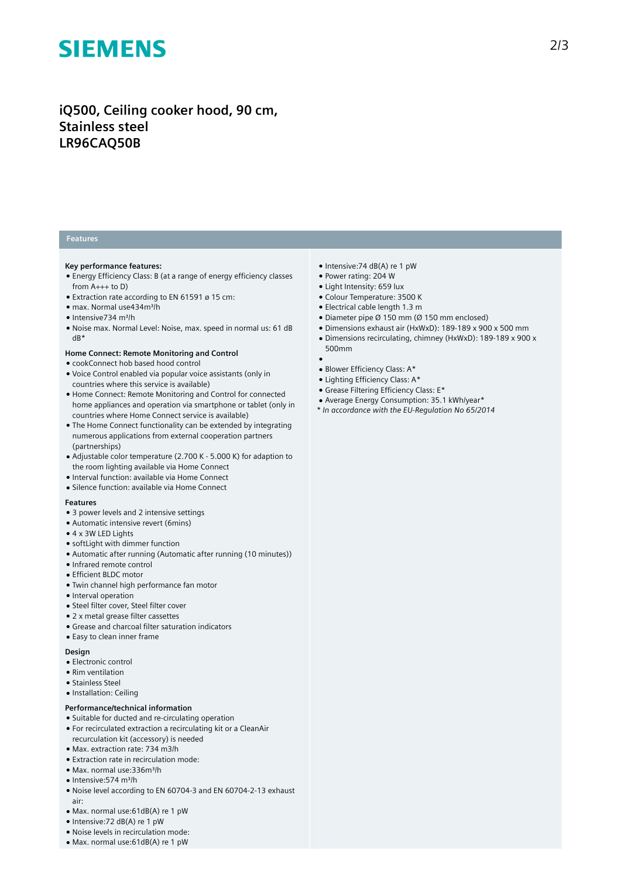# iQ500, Ceiling cooker hood, 90 cm, Stainless steel LR96CAQ50B

## Features

**Key performance features:**

- Energy Efficiency Class: B (at a range of energy efficiency classes from A+++ to D)
- Extraction rate according to EN 61591 ø 15 cm:
- max. Normal use434m³/h
- Intensive734 m³/h
- Noise max. Normal Level: Noise, max. speed in normal us: 61 dB dB*

**Home Connect: Remote Monitoring and Control**

- cookConnect hob based hood control
- Voice Control enabled via popular voice assistants (only in countries where this service is available)
- Home Connect: Remote Monitoring and Control for connected home appliances and operation via smartphone or tablet (only in countries where Home Connect service is available)
- The Home Connect functionality can be extended by integrating numerous applications from external cooperation partners (partnerships)
- Adjustable color temperature (2.700 K - 5.000 K) for adaption to the room lighting available via Home Connect
- Interval function: available via Home Connect
- Silence function: available via Home Connect

**Features**

- 3 power levels and 2 intensive settings
- Automatic intensive revert (6mins)
- 4 x 3W LED Lights
- softLight with dimmer function
- Automatic after running (Automatic after running (10 minutes))
- Infrared remote control
- Efficient BLDC motor
- Twin channel high performance fan motor
- Interval operation
- Steel filter cover, Steel filter cover
- 2 x metal grease filter cassettes
- Grease and charcoal filter saturation indicators
- Easy to clean inner frame

**Design**

- Electronic control
- Rim ventilation
- Stainless Steel
- Installation: Ceiling

**Performance/technical information**

- Suitable for ducted and re-circulating operation
- For recirculated extraction a recirculating kit or a CleanAir recurculation kit (accessory) is needed
- Max. extraction rate: 734 m3/h
- Extraction rate in recirculation mode:
- Max. normal use:336m³/h
- Intensive:574 m³/h
- Noise level according to EN 60704-3 and EN 60704-2-13 exhaust air:
- Max. normal use:61dB(A) re 1 pW
- Intensive:72 dB(A) re 1 pW
- Noise levels in recirculation mode:
- Max. normal use:61dB(A) re 1 pW
- Intensive:74 dB(A) re 1 pW
- Power rating: 204 W
- Light Intensity: 659 lux
- Colour Temperature: 3500 K
- Electrical cable length 1.3 m
- Diameter pipe Ø 150 mm (Ø 150 mm enclosed)
- Dimensions exhaust air (HxWxD): 189-189 x 900 x 500 mm
- Dimensions recirculating, chimney (HxWxD): 189-189 x 900 x 500mm
- 
- Blower Efficiency Class: A*
- Lighting Efficiency Class: A*
- Grease Filtering Efficiency Class: E*
- Average Energy Consumption: 35.1 kWh/year*

*\* In accordance with the EU-Regulation No 65/2014*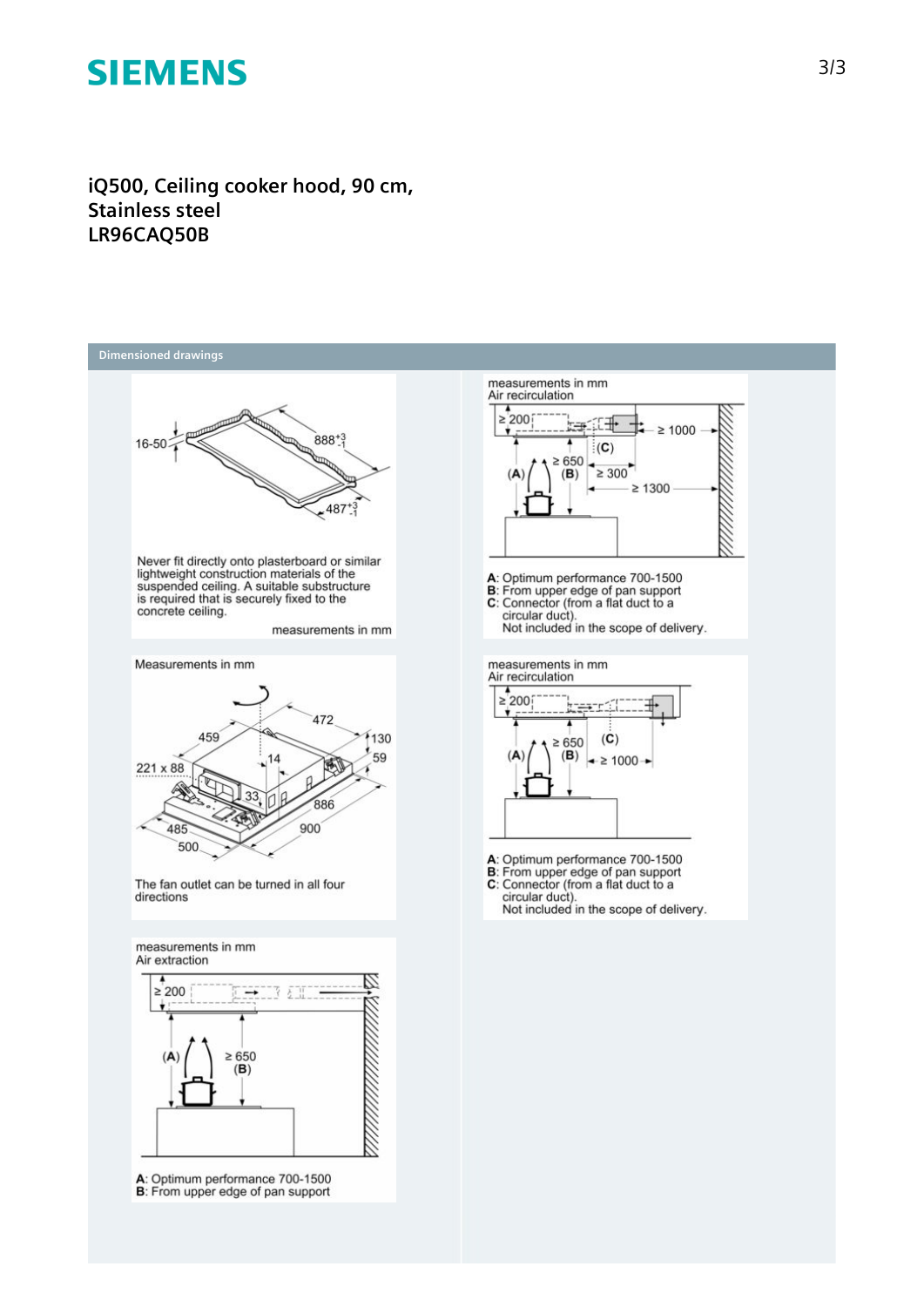# iQ500, Ceiling cooker hood, 90 cm, Stainless steel
# LR96CAQ50B

## Dimensioned drawings

16-50
888 $^{+3}_{-1}$
487 $^{+3}_{-1}$

Never fit directly onto plasterboard or similar lightweight construction materials of the suspended ceiling. A suitable substructure is required that is securely fixed to the concrete ceiling.

measurements in mm

Measurements in mm

472
459
130
14
59
221 x 88
33
886
485
900
500

The fan outlet can be turned in all four directions

measurements in mm
Air extraction

≥ 200
(A)
≥ 650
(B)

**A**: Optimum performance 700-1500
**B**: From upper edge of pan support

measurements in mm
Air recirculation

≥ 200
≥ 1000
(C)
≥ 650
(A)
(B)
≥ 300
≥ 1300

**A**: Optimum performance 700-1500
**B**: From upper edge of pan support
**C**: Connector (from a flat duct to a circular duct).
Not included in the scope of delivery.

measurements in mm
Air recirculation

≥ 200
≥ 650
(C)
(A)
(B)
≥ 1000

**A**: Optimum performance 700-1500
**B**: From upper edge of pan support
**C**: Connector (from a flat duct to a circular duct).
Not included in the scope of delivery.